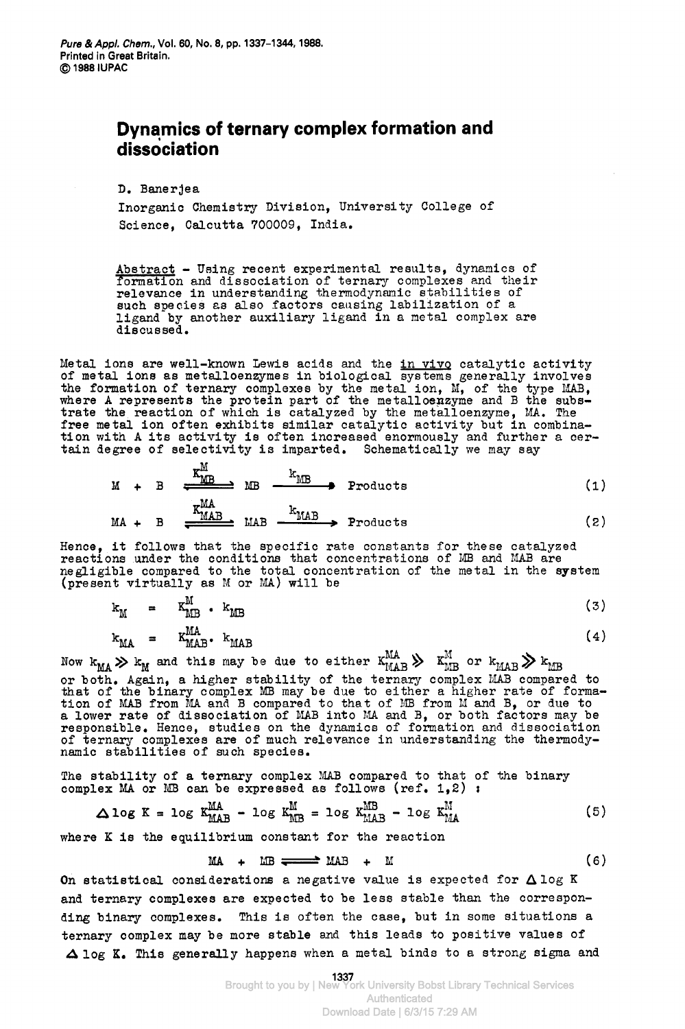# Dynamics of ternary complex formation and dissociation

D. Banerjea

Inorganic Chemistry Division, University College of Science, Calcutta 700009, India.

Abstract - Using recent experimental results, dynamics of formation and dissociation of ternary complexes and their relevance in understanding thermodynamic stabilities of such species as also factors causing labilization of a ligand by another auxiliary ligand in a metal complex are discussed.

Metal ions are well-known Lewis acids and the in vivo catalytic activity of metal ions as metalloenzymes in biological systems generally involves the formation of ternary complexes by the metal ion, M, of the type MAB, where A represents the protein part of the metalloenzyme and B the substrate the reaction of which is catalyzed by the metalloenzyme, MA. The free metal ion often exhibits similar catalytic activity but in combination with A its activity is often increased enormously and further a certain degree of selectivity is imparted. Schematically we may say

$$M + B \underset{}{\overset{K^{M}_{MB}}{\rightleftharpoons}} MB \xrightarrow{k_{MB}} \text{Products} \tag{1}$$

$$MA + B \underset{}{\overset{K^{MA}_{MAB}}{\rightleftharpoons}} MAB \xrightarrow{k_{MAB}} \text{Products} \tag{2}$$

Hence, it follows that the specific rate constants for these catalyzed reactions under the conditions that concentrations of MB and MAB are negligible compared to the total concentration of the metal in the system (present virtually as M or MA) will be

$$k_M = K^{M}_{MB} \cdot k_{MB} \tag{3}$$

$$k_{MA} = K^{MA}_{MAB} \cdot k_{MAB} \tag{4}$$

Now $k_{MA} \gg k_M$ and this may be due to either $K^{MA}_{MAB} \gg K^{M}_{MB}$ or $k_{MAB} \gg k_{MB}$ or both. Again, a higher stability of the ternary complex MAB compared to that of the binary complex MB may be due to either a higher rate of formation of MAB from MA and B compared to that of MB from M and B, or due to a lower rate of dissociation of MAB into MA and B, or both factors may be responsible. Hence, studies on the dynamics of formation and dissociation of ternary complexes are of much relevance in understanding the thermodynamic stabilities of such species.

The stability of a ternary complex MAB compared to that of the binary complex MA or MB can be expressed as follows (ref. 1,2) :

$$\Delta \log K = \log K^{MA}_{MAB} - \log K^{M}_{MB} = \log K^{MB}_{MAB} - \log K^{M}_{MA} \tag{5}$$

where K is the equilibrium constant for the reaction

$$MA + MB \rightleftharpoons MAB + M \tag{6}$$

On statistical considerations a negative value is expected for $\Delta \log K$ and ternary complexes are expected to be less stable than the corresponding binary complexes. This is often the case, but in some situations a ternary complex may be more stable and this leads to positive values of $\Delta \log K$. This generally happens when a metal binds to a strong sigma and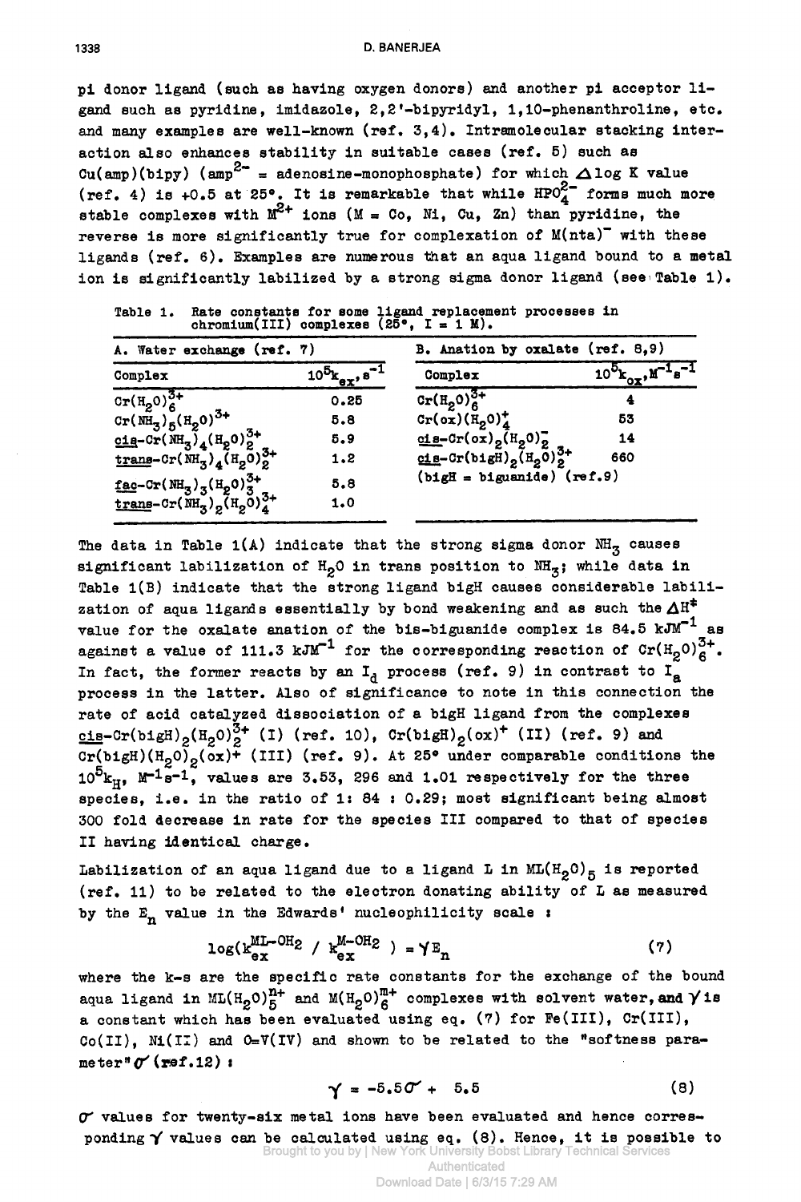pi donor ligand (such as having oxygen donors) and another pi acceptor ligand such as pyridine, imidazole, 2,2'-bipyridyl, 1,10-phenanthroline, etc. and many examples are well-known (ref. 3,4). Intramolecular stacking interaction also enhances stability in suitable cases (ref. 5) such as Cu(amp)(bipy) ($amp^{2-}$ = adenosine-monophosphate) for which $\Delta \log K$ value (ref. 4) is +0.5 at 25°. It is remarkable that while $HPO_4^{2-}$ forms much more stable complexes with $M^{2+}$ ions (M = Co, Ni, Cu, Zn) than pyridine, the reverse is more significantly true for complexation of $M(nta)^-$ with these ligands (ref. 6). Examples are numerous that an aqua ligand bound to a metal ion is significantly labilized by a strong sigma donor ligand (see Table 1).

Table 1. Rate constants for some ligand replacement processes in chromium(III) complexes (25°, I = 1 M).

| A. Water exchange (ref. 7) | | B. Anation by oxalate (ref. 8,9) | |
|---|---|---|---|
| Complex | $10^5 k_{ex}, s^{-1}$ | Complex | $10^5 k_{ox}, M^{-1}s^{-1}$ |
| $Cr(H_2O)_6^{3+}$ | 0.25 | $Cr(H_2O)_6^{3+}$ | 4 |
| $Cr(NH_3)_5(H_2O)^{3+}$ | 5.8 | $Cr(ox)(H_2O)_4^+$ | 53 |
| *cis*-$Cr(NH_3)_4(H_2O)_2^{3+}$ | 5.9 | *cis*-$Cr(ox)_2(H_2O)_2^-$ | 14 |
| *trans*-$Cr(NH_3)_4(H_2O)_2^{3+}$ | 1.2 | *cis*-$Cr(bigH)_2(H_2O)_2^{3+}$ | 660 |
| *fac*-$Cr(NH_3)_3(H_2O)_3^{3+}$ | 5.8 | (bigH = biguanide) (ref.9) | |
| *trans*-$Cr(NH_3)_2(H_2O)_4^{3+}$ | 1.0 | | |

The data in Table 1(A) indicate that the strong sigma donor $NH_3$ causes significant labilization of $H_2O$ in trans position to $NH_3$; while data in Table 1(B) indicate that the strong ligand bigH causes considerable labilization of aqua ligands essentially by bond weakening and as such the $\Delta H^{\ddagger}$ value for the oxalate anation of the bis-biguanide complex is 84.5 $kJM^{-1}$ as against a value of 111.3 $kJM^{-1}$ for the corresponding reaction of $Cr(H_2O)_6^{3+}$. In fact, the former reacts by an $I_d$ process (ref. 9) in contrast to $I_a$ process in the latter. Also of significance to note in this connection the rate of acid catalyzed dissociation of a bigH ligand from the complexes *cis*-$Cr(bigH)_2(H_2O)_2^{3+}$ (I) (ref. 10), $Cr(bigH)_2(ox)^+$ (II) (ref. 9) and $Cr(bigH)(H_2O)_2(ox)^+$ (III) (ref. 9). At 25° under comparable conditions the $10^5 k_H$, $M^{-1}s^{-1}$, values are 3.53, 296 and 1.01 respectively for the three species, i.e. in the ratio of 1: 84 : 0.29; most significant being almost 300 fold decrease in rate for the species III compared to that of species II having identical charge.

Labilization of an aqua ligand due to a ligand L in $ML(H_2O)_5$ is reported (ref. 11) to be related to the electron donating ability of L as measured by the $E_n$ value in the Edwards' nucleophilicity scale :

$$\log(k_{ex}^{ML-OH_2} / k_{ex}^{M-OH_2}) = \gamma E_n \tag{7}$$

where the k-s are the specific rate constants for the exchange of the bound aqua ligand in $ML(H_2O)_5^{n+}$ and $M(H_2O)_6^{m+}$ complexes with solvent water, and $\gamma$ is a constant which has been evaluated using eq. (7) for Fe(III), Cr(III), Co(II), Ni(II) and O=V(IV) and shown to be related to the "softness parameter" $\sigma$ (ref.12) :

$$\gamma = -5.5\sigma + 5.5 \tag{8}$$

$\sigma$ values for twenty-six metal ions have been evaluated and hence corresponding $\gamma$ values can be calculated using eq. (8). Hence, it is possible to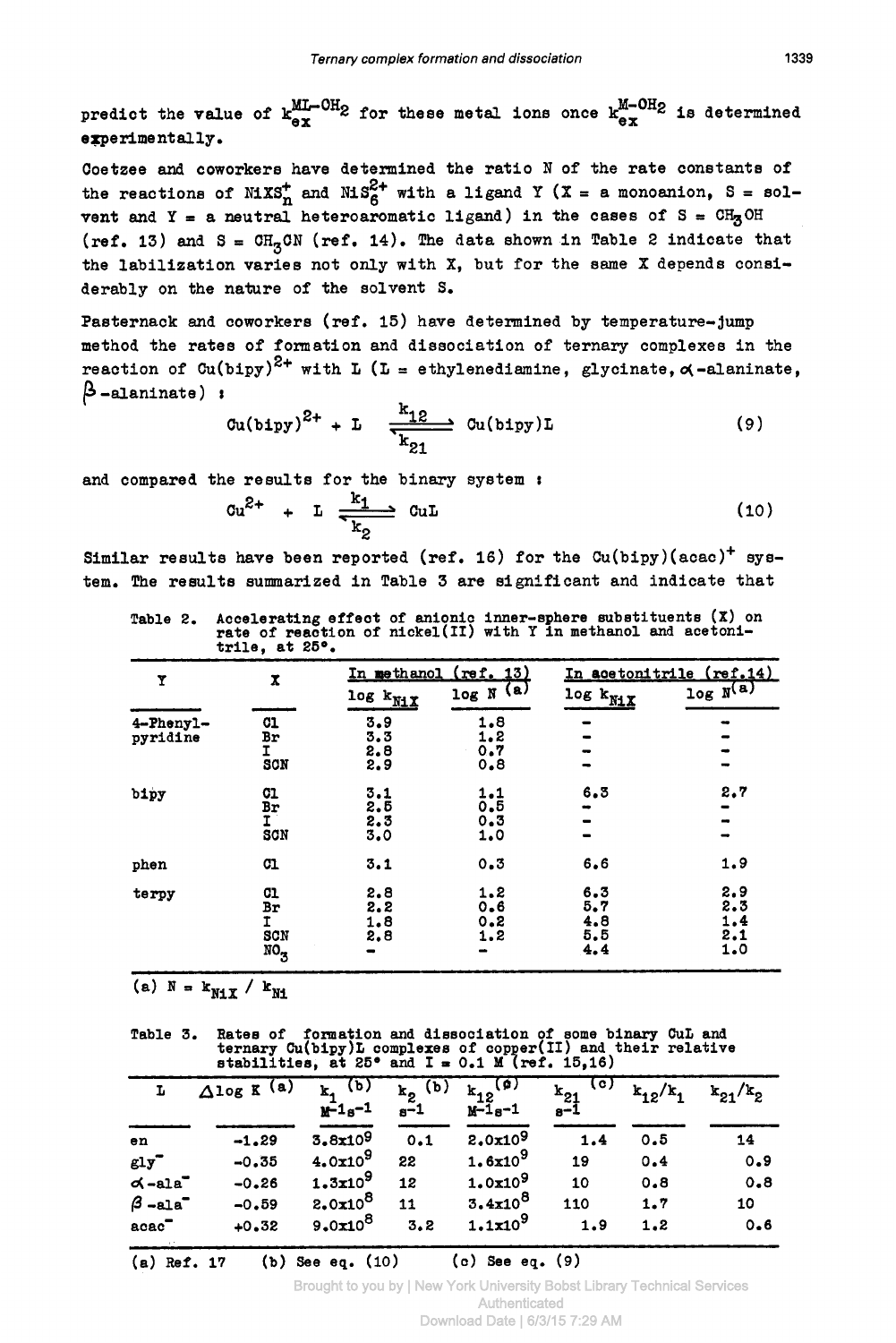predict the value of $k_{ex}^{ML-OH_2}$ for these metal ions once $k_{ex}^{M-OH_2}$ is determined experimentally.

Coetzee and coworkers have determined the ratio N of the rate constants of the reactions of $NiXS_n^+$ and $NiS_6^{2+}$ with a ligand Y (X = a monoanion, S = solvent and Y = a neutral heteroaromatic ligand) in the cases of S = $CH_3OH$ (ref. 13) and S = $CH_3CN$ (ref. 14). The data shown in Table 2 indicate that the labilization varies not only with X, but for the same X depends considerably on the nature of the solvent S.

Pasternack and coworkers (ref. 15) have determined by temperature-jump method the rates of formation and dissociation of ternary complexes in the reaction of $Cu(bipy)^{2+}$ with L (L = ethylenediamine, glycinate, α-alaninate, β-alaninate) :

$$Cu(bipy)^{2+} + L \underset{k_{21}}{\overset{k_{12}}{\rightleftharpoons}} Cu(bipy)L \tag{9}$$

and compared the results for the binary system :

$$Cu^{2+} + L \underset{k_2}{\overset{k_1}{\rightleftharpoons}} CuL \tag{10}$$

Similar results have been reported (ref. 16) for the $Cu(bipy)(acac)^+$ system. The results summarized in Table 3 are significant and indicate that

Table 2. Accelerating effect of anionic inner-sphere substituents (X) on rate of reaction of nickel(II) with Y in methanol and acetonitrile, at 25°.

| Y | X | In methanol (ref. 13) | | In acetonitrile (ref.14) | |
|---|---|---|---|---|---|
| | | $\log k_{NiX}$ | $\log N$ [(a)] | $\log k_{NiX}$ | $\log N$ [(a)] |
| 4-Phenyl-pyridine | Cl | 3.9 | 1.8 | - | - |
| | Br | 3.3 | 1.2 | - | - |
| | I | 2.8 | 0.7 | - | - |
| | SCN | 2.9 | 0.8 | - | - |
| bipy | Cl | 3.1 | 1.1 | 6.3 | 2.7 |
| | Br | 2.5 | 0.5 | - | - |
| | I | 2.3 | 0.3 | - | - |
| | SCN | 3.0 | 1.0 | - | - |
| phen | Cl | 3.1 | 0.3 | 6.6 | 1.9 |
| terpy | Cl | 2.8 | 1.2 | 6.3 | 2.9 |
| | Br | 2.2 | 0.6 | 5.7 | 2.3 |
| | I | 1.8 | 0.2 | 4.8 | 1.4 |
| | SCN | 2.8 | 1.2 | 5.5 | 2.1 |
| | $NO_3$ | - | - | 4.4 | 1.0 |

(a) $N = k_{NiX} / k_{Ni}$

Table 3. Rates of formation and dissociation of some binary CuL and ternary Cu(bipy)L complexes of copper(II) and their relative stabilities, at 25° and I = 0.1 M (ref. 15,16)

| L | $\Delta\log K$ [(a)] | $k_1$ [(b)] $M^{-1}s^{-1}$ | $k_2$ [(b)] $s^{-1}$ | $k_{12}$ [(c)] $M^{-1}s^{-1}$ | $k_{21}$ [(c)] $s^{-1}$ | $k_{12}/k_1$ | $k_{21}/k_2$ |
|---|---|---|---|---|---|---|---|
| en | -1.29 | $3.8\times10^9$ | 0.1 | $2.0\times10^9$ | 1.4 | 0.5 | 14 |
| $gly^-$ | -0.35 | $4.0\times10^9$ | 22 | $1.6\times10^9$ | 19 | 0.4 | 0.9 |
| α-$ala^-$ | -0.26 | $1.3\times10^9$ | 12 | $1.0\times10^9$ | 10 | 0.8 | 0.8 |
| β-$ala^-$ | -0.59 | $2.0\times10^8$ | 11 | $3.4\times10^8$ | 110 | 1.7 | 10 |
| $acac^-$ | +0.32 | $9.0\times10^8$ | 3.2 | $1.1\times10^9$ | 1.9 | 1.2 | 0.6 |

(a) Ref. 17 (b) See eq. (10) (c) See eq. (9)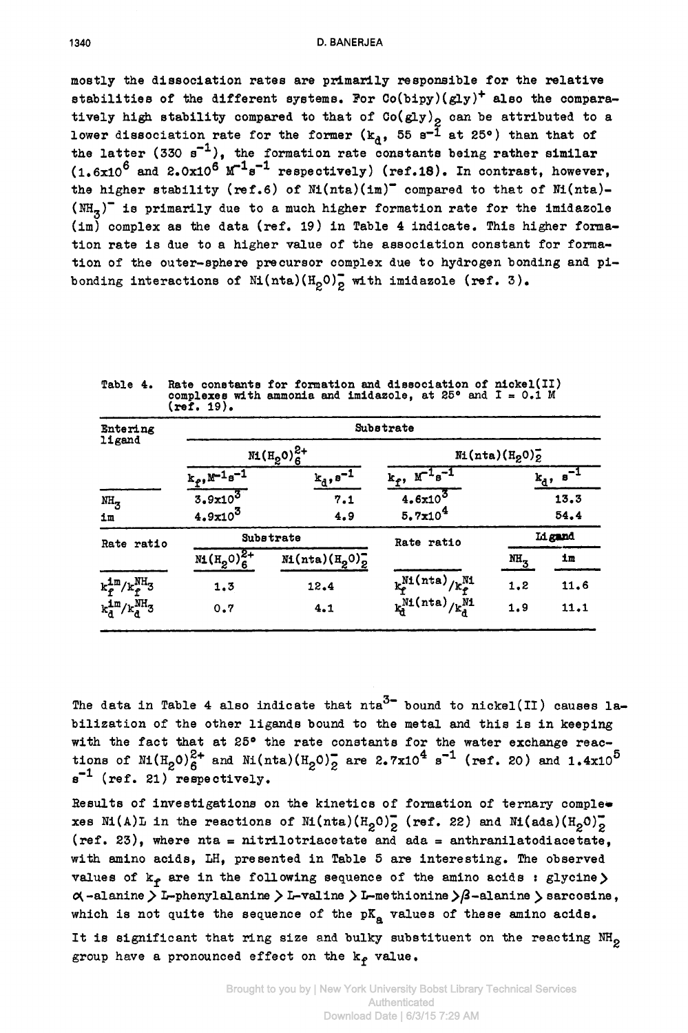mostly the dissociation rates are primarily responsible for the relative stabilities of the different systems. For $Co(bipy)(gly)^+$ also the comparatively high stability compared to that of $Co(gly)_2$ can be attributed to a lower dissociation rate for the former ($k_d$, 55 $s^{-1}$ at 25°) than that of the latter (330 $s^{-1}$), the formation rate constants being rather similar ($1.6 \times 10^6$ and $2.0 \times 10^6$ $M^{-1}s^{-1}$ respectively) (ref.18). In contrast, however, the higher stability (ref.6) of $Ni(nta)(im)^-$ compared to that of $Ni(nta)(NH_3)^-$ is primarily due to a much higher formation rate for the imidazole (im) complex as the data (ref. 19) in Table 4 indicate. This higher formation rate is due to a higher value of the association constant for formation of the outer-sphere precursor complex due to hydrogen bonding and pi-bonding interactions of $Ni(nta)(H_2O)_2^-$ with imidazole (ref. 3).

Table 4. Rate constants for formation and dissociation of nickel(II) complexes with ammonia and imidazole, at 25° and I = 0.1 M (ref. 19).

| Entering ligand | Substrate | | | |
|---|---|---|---|---|
| | $Ni(H_2O)_6^{2+}$ | | $Ni(nta)(H_2O)_2^-$ | |
| | $k_f, M^{-1}s^{-1}$ | $k_d, s^{-1}$ | $k_f, M^{-1}s^{-1}$ | $k_d, s^{-1}$ |
| $NH_3$ | $3.9 \times 10^3$ | 7.1 | $4.6 \times 10^3$ | 13.3 |
| im | $4.9 \times 10^3$ | 4.9 | $5.7 \times 10^4$ | 54.4 |

| Rate ratio | Substrate | | Rate ratio | Ligand | |
|---|---|---|---|---|---|
| | $Ni(H_2O)_6^{2+}$ | $Ni(nta)(H_2O)_2^-$ | | $NH_3$ | im |
| $k_f^{im}/k_f^{NH_3}$ | 1.3 | 12.4 | $k_f^{Ni(nta)}/k_f^{Ni}$ | 1.2 | 11.6 |
| $k_d^{im}/k_d^{NH_3}$ | 0.7 | 4.1 | $k_d^{Ni(nta)}/k_d^{Ni}$ | 1.9 | 11.1 |

The data in Table 4 also indicate that $nta^{3-}$ bound to nickel(II) causes labilization of the other ligands bound to the metal and this is in keeping with the fact that at 25° the rate constants for the water exchange reactions of $Ni(H_2O)_6^{2+}$ and $Ni(nta)(H_2O)_2^-$ are $2.7 \times 10^4$ $s^{-1}$ (ref. 20) and $1.4 \times 10^5$ $s^{-1}$ (ref. 21) respectively.

Results of investigations on the kinetics of formation of ternary complexes Ni(A)L in the reactions of $Ni(nta)(H_2O)_2^-$ (ref. 22) and $Ni(ada)(H_2O)_2^-$ (ref. 23), where nta = nitrilotriacetate and ada = anthranilatodiacetate, with amino acids, LH, presented in Table 5 are interesting. The observed values of $k_f$ are in the following sequence of the amino acids : glycine > α-alanine > L-phenylalanine > L-valine > L-methionine > β-alanine > sarcosine, which is not quite the sequence of the $pK_a$ values of these amino acids.

It is significant that ring size and bulky substituent on the reacting $NH_2$ group have a pronounced effect on the $k_f$ value.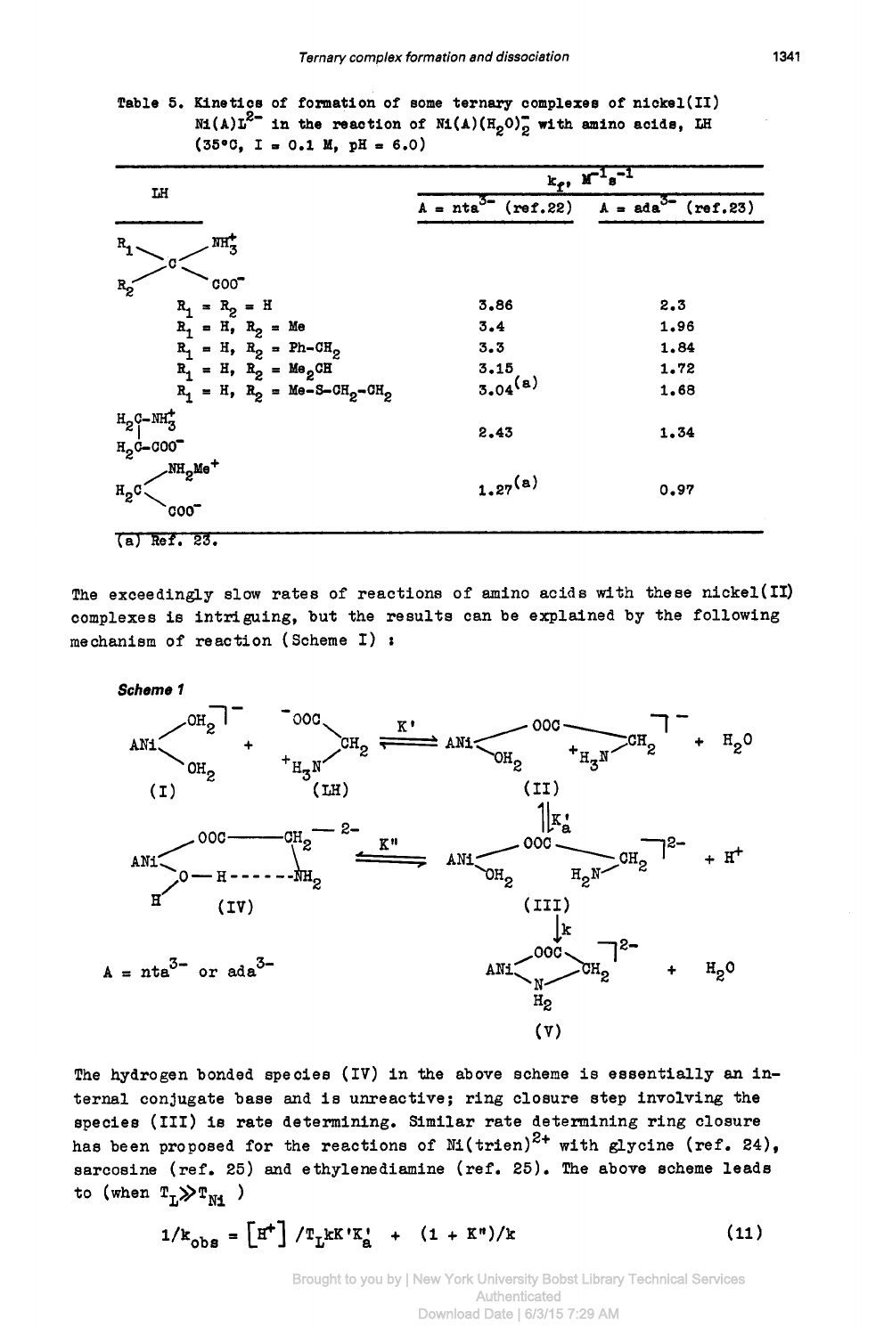Table 5. Kinetics of formation of some ternary complexes of nickel(II) $Ni(A)L^{2-}$ in the reaction of $Ni(A)(H_2O)_2^-$ with amino acids, LH (35°C, I = 0.1 M, pH = 6.0)

| LH | $k_f$, $M^{-1}s^{-1}$ | |
|---|---|---|
| | A = $nta^{3-}$ (ref.22) | A = $ada^{3-}$ (ref.23) |
| $R_1R_2C(NH_3^+)COO^-$ | | |
| $R_1 = R_2 = H$ | 3.86 | 2.3 |
| $R_1 = H$, $R_2 = Me$ | 3.4 | 1.96 |
| $R_1 = H$, $R_2 = Ph\text{-}CH_2$ | 3.3 | 1.84 |
| $R_1 = H$, $R_2 = Me_2CH$ | 3.15 | 1.72 |
| $R_1 = H$, $R_2 = Me\text{-}S\text{-}CH_2\text{-}CH_2$ | 3.04[a] | 1.68 |
| $H_2C(NH_3^+)\text{-}H_2C\text{-}COO^-$ | 2.43 | 1.34 |
| $H_2C(NH_2Me^+)COO^-$ | 1.27[a] | 0.97 |

(a) Ref. 23.

The exceedingly slow rates of reactions of amino acids with these nickel(II) complexes is intriguing, but the results can be explained by the following mechanism of reaction (Scheme I) :

*Scheme 1*

$$ANi(OH_2)_2^- \ (I) + {}^-OOC\text{-}CH_2\text{-}NH_3^+ \ (LH) \overset{K'}{\rightleftharpoons} ANi(OH_2)(OOC\text{-}CH_2\text{-}NH_3^+)^- \ (II) + H_2O$$

$$(II) \overset{K'_a}{\rightleftharpoons} ANi(OH_2)(OOC\text{-}CH_2\text{-}NH_2)^{2-} \ (III) + H^+$$

$$(III) \overset{K''}{\rightleftharpoons} ANi(OOC\text{-}CH_2\text{-}NH_2\cdots H\text{-}O(H))^{2-} \ (IV)$$

$$(III) \xrightarrow{k} ANi(OOC\text{-}CH_2\text{-}NH_2)^{2-} \ (V) + H_2O$$

A = $nta^{3-}$ or $ada^{3-}$

The hydrogen bonded species (IV) in the above scheme is essentially an internal conjugate base and is unreactive; ring closure step involving the species (III) is rate determining. Similar rate determining ring closure has been proposed for the reactions of $Ni(trien)^{2+}$ with glycine (ref. 24), sarcosine (ref. 25) and ethylenediamine (ref. 25). The above scheme leads to (when $T_L \gg T_{Ni}$ )

$$1/k_{obs} = [H^+]/T_L kK'K'_a + (1 + K'')/k \qquad (11)$$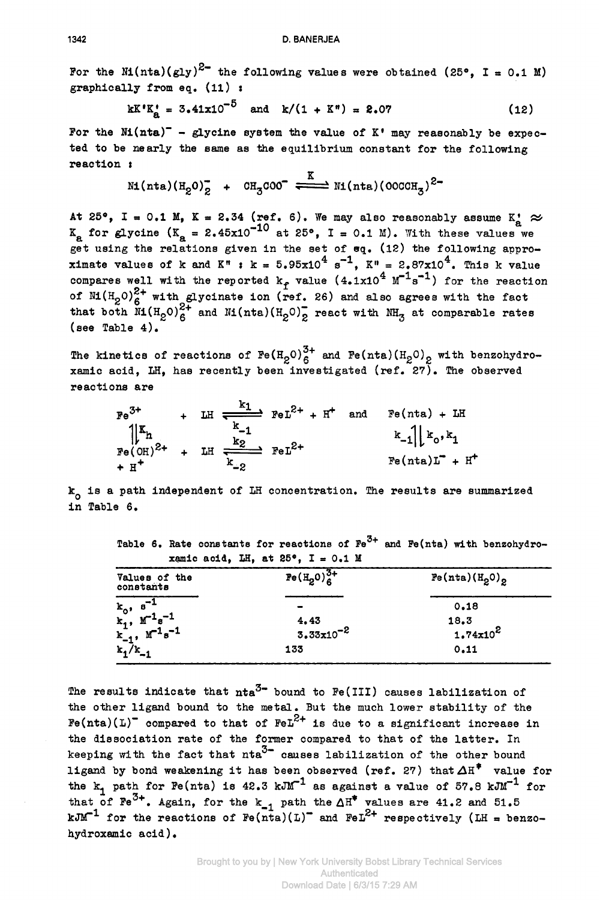For the $Ni(nta)(gly)^{2-}$ the following values were obtained (25°, I = 0.1 M) graphically from eq. (11) :

$$kK'K'_a = 3.41\times10^{-5} \quad \text{and} \quad k/(1 + K'') = 2.07 \tag{12}$$

For the $Ni(nta)^-$ - glycine system the value of K' may reasonably be expected to be nearly the same as the equilibrium constant for the following reaction :

$$Ni(nta)(H_2O)_2^- + CH_3COO^- \xrightleftharpoons{K} Ni(nta)(OOCCH_3)^{2-}$$

At 25°, I = 0.1 M, K = 2.34 (ref. 6). We may also reasonably assume $K'_a \approx K_a$ for glycine ($K_a = 2.45\times10^{-10}$ at 25°, I = 0.1 M). With these values we get using the relations given in the set of eq. (12) the following approximate values of k and K'' : $k = 5.95\times10^4\ s^{-1}$, $K'' = 2.87\times10^4$. This k value compares well with the reported $k_f$ value ($4.1\times10^4\ M^{-1}s^{-1}$) for the reaction of $Ni(H_2O)_6^{2+}$ with glycinate ion (ref. 26) and also agrees with the fact that both $Ni(H_2O)_6^{2+}$ and $Ni(nta)(H_2O)_2^-$ react with $NH_3$ at comparable rates (see Table 4).

The kinetics of reactions of $Fe(H_2O)_6^{3+}$ and $Fe(nta)(H_2O)_2$ with benzohydroxamic acid, LH, has recently been investigated (ref. 27). The observed reactions are

$$\begin{array}{ccccc} Fe^{3+} & + & LH & \underset{k_{-1}}{\overset{k_1}{\rightleftharpoons}} & FeL^{2+} + H^+ \\ \Big\updownarrow K_h & & & & \\ Fe(OH)^{2+} + H^+ & + & LH & \underset{k_{-2}}{\overset{k_2}{\rightleftharpoons}} & FeL^{2+} \end{array} \qquad \text{and} \qquad \begin{array}{c} Fe(nta) + LH \\ k_{-1} \Big\uparrow\Big\downarrow k_o, k_1 \\ Fe(nta)L^- + H^+ \end{array}$$

$k_o$ is a path independent of LH concentration. The results are summarized in Table 6.

Table 6. Rate constants for reactions of $Fe^{3+}$ and Fe(nta) with benzohydroxamic acid, LH, at 25°, I = 0.1 M

| Values of the constants | $Fe(H_2O)_6^{3+}$ | $Fe(nta)(H_2O)_2$ |
|---|---|---|
| $k_o$, $s^{-1}$ | - | 0.18 |
| $k_1$, $M^{-1}s^{-1}$ | 4.43 | 18.3 |
| $k_{-1}$, $M^{-1}s^{-1}$ | $3.33\times10^{-2}$ | $1.74\times10^2$ |
| $k_1/k_{-1}$ | 133 | 0.11 |

The results indicate that $nta^{3-}$ bound to Fe(III) causes labilization of the other ligand bound to the metal. But the much lower stability of the $Fe(nta)(L)^-$ compared to that of $FeL^{2+}$ is due to a significant increase in the dissociation rate of the former compared to that of the latter. In keeping with the fact that $nta^{3-}$ causes labilization of the other bound ligand by bond weakening it has been observed (ref. 27) that $\Delta H^\ddagger$ value for the $k_1$ path for Fe(nta) is 42.3 $kJM^{-1}$ as against a value of 57.8 $kJM^{-1}$ for that of $Fe^{3+}$. Again, for the $k_{-1}$ path the $\Delta H^\ddagger$ values are 41.2 and 51.5 $kJM^{-1}$ for the reactions of $Fe(nta)(L)^-$ and $FeL^{2+}$ respectively (LH = benzohydroxamic acid).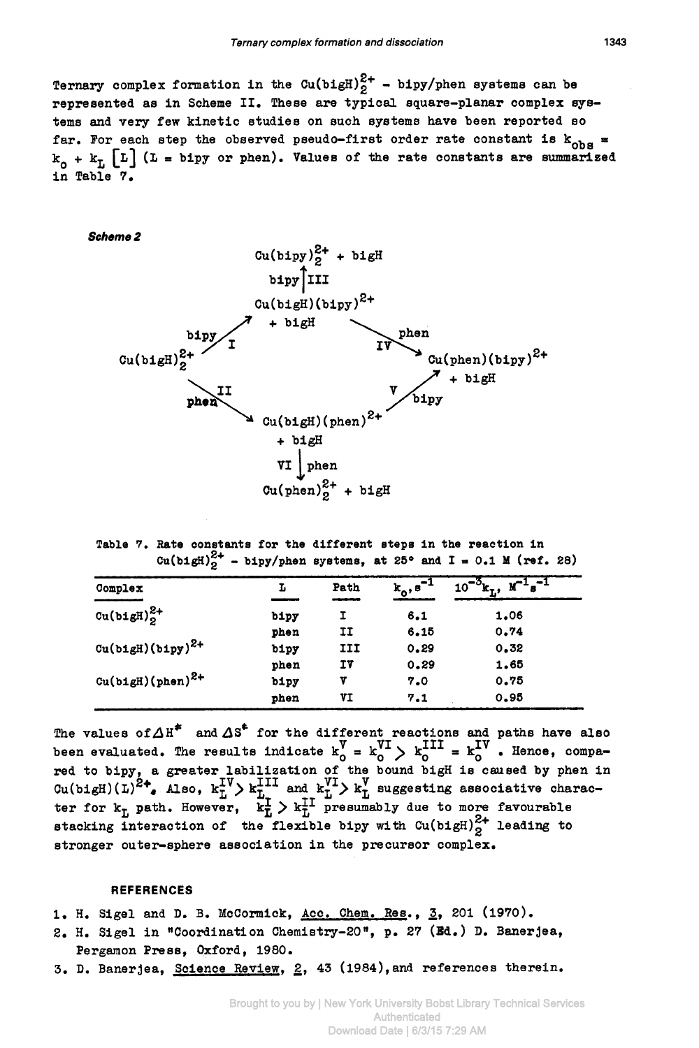Ternary complex formation in the $Cu(bigH)_2^{2+}$ – bipy/phen systems can be represented as in Scheme II. These are typical square-planar complex systems and very few kinetic studies on such systems have been reported so far. For each step the observed pseudo-first order rate constant is $k_{obs} = k_o + k_L[L]$ (L = bipy or phen). Values of the rate constants are summarized in Table 7.

***Scheme 2***

$Cu(bigH)_2^{2+}$ → (I, bipy) → $Cu(bigH)(bipy)^{2+}$ + bigH

$Cu(bigH)_2^{2+}$ → (II, phen) → $Cu(bigH)(phen)^{2+}$ + bigH

$Cu(bigH)(bipy)^{2+}$ → (III, bipy) → $Cu(bipy)_2^{2+}$ + bigH

$Cu(bigH)(bipy)^{2+}$ → (IV, phen) → $Cu(phen)(bipy)^{2+}$ + bigH

$Cu(bigH)(phen)^{2+}$ → (V, bipy) → $Cu(phen)(bipy)^{2+}$ + bigH

$Cu(bigH)(phen)^{2+}$ → (VI, phen) → $Cu(phen)_2^{2+}$ + bigH

Table 7. Rate constants for the different steps in the reaction in $Cu(bigH)_2^{2+}$ – bipy/phen systems, at 25° and I = 0.1 M (ref. 28)

| Complex | L | Path | $k_o, s^{-1}$ | $10^{-3}k_L, M^{-1}s^{-1}$ |
|---|---|---|---|---|
| $Cu(bigH)_2^{2+}$ | bipy | I | 6.1 | 1.06 |
| | phen | II | 6.15 | 0.74 |
| $Cu(bigH)(bipy)^{2+}$ | bipy | III | 0.29 | 0.32 |
| | phen | IV | 0.29 | 1.65 |
| $Cu(bigH)(phen)^{2+}$ | bipy | V | 7.0 | 0.75 |
| | phen | VI | 7.1 | 0.95 |

The values of $\Delta H^{\neq}$ and $\Delta S^{\neq}$ for the different reactions and paths have also been evaluated. The results indicate $k_o^{V} = k_o^{VI} > k_o^{III} = k_o^{IV}$. Hence, compared to bipy, a greater labilization of the bound bigH is caused by phen in $Cu(bigH)(L)^{2+}$. Also, $k_L^{IV} > k_L^{III}$ and $k_L^{VI} > k_L^{V}$ suggesting associative character for $k_L$ path. However, $k_L^{I} > k_L^{II}$ presumably due to more favourable stacking interaction of the flexible bipy with $Cu(bigH)_2^{2+}$ leading to stronger outer-sphere association in the precursor complex.

## REFERENCES

1. H. Sigel and D. B. McCormick, Acc. Chem. Res., 3, 201 (1970).
2. H. Sigel in "Coordination Chemistry-20", p. 27 (Ed.) D. Banerjea, Pergamon Press, Oxford, 1980.
3. D. Banerjea, Science Review, 2, 43 (1984), and references therein.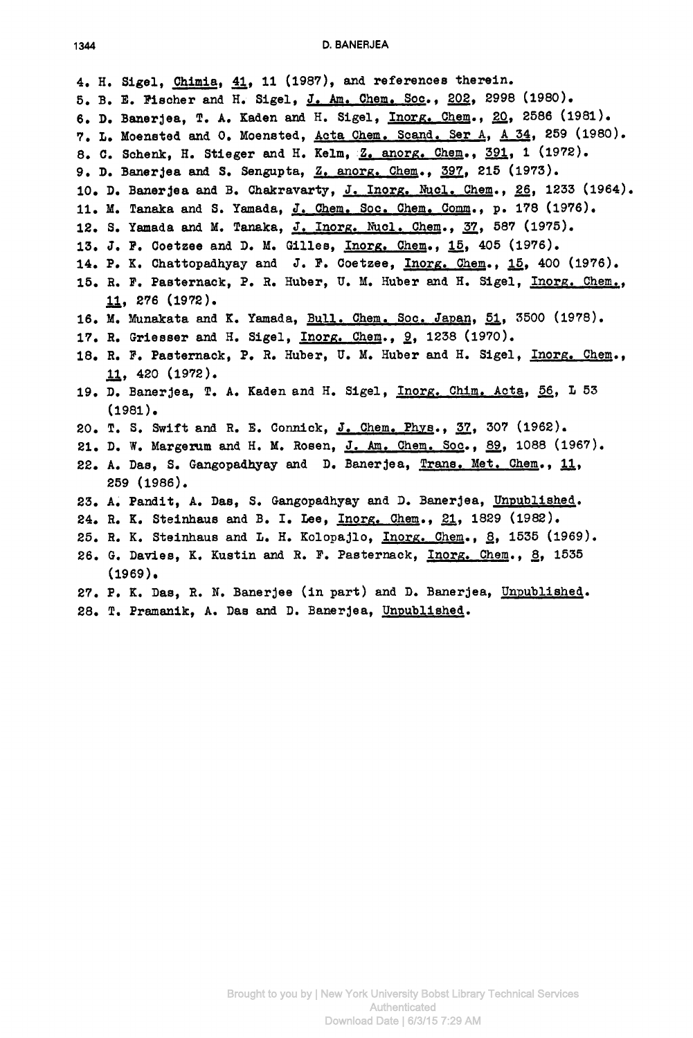4. H. Sigel, Chimia, 41, 11 (1987), and references therein.
5. B. E. Fischer and H. Sigel, J. Am. Chem. Soc., 202, 2998 (1980).
6. D. Banerjea, T. A. Kaden and H. Sigel, Inorg. Chem., 20, 2586 (1981).
7. L. Moensted and O. Moensted, Acta Chem. Scand. Ser A, A 34, 259 (1980).
8. C. Schenk, H. Stieger and H. Kelm, Z. anorg. Chem., 391, 1 (1972).
9. D. Banerjea and S. Sengupta, Z. anorg. Chem., 397, 215 (1973).
10. D. Banerjea and B. Chakravarty, J. Inorg. Nucl. Chem., 26, 1233 (1964).
11. M. Tanaka and S. Yamada, J. Chem. Soc. Chem. Comm., p. 178 (1976).
12. S. Yamada and M. Tanaka, J. Inorg. Nucl. Chem., 37, 587 (1975).
13. J. F. Coetzee and D. M. Gilles, Inorg. Chem., 15, 405 (1976).
14. P. K. Chattopadhyay and J. F. Coetzee, Inorg. Chem., 15, 400 (1976).
15. R. F. Pasternack, P. R. Huber, U. M. Huber and H. Sigel, Inorg. Chem., 11, 276 (1972).
16. M. Munakata and K. Yamada, Bull. Chem. Soc. Japan, 51, 3500 (1978).
17. R. Griesser and H. Sigel, Inorg. Chem., 9, 1238 (1970).
18. R. F. Pasternack, P. R. Huber, U. M. Huber and H. Sigel, Inorg. Chem., 11, 420 (1972).
19. D. Banerjea, T. A. Kaden and H. Sigel, Inorg. Chim. Acta, 56, L 53 (1981).
20. T. S. Swift and R. E. Connick, J. Chem. Phys., 37, 307 (1962).
21. D. W. Margerum and H. M. Rosen, J. Am. Chem. Soc., 89, 1088 (1967).
22. A. Das, S. Gangopadhyay and D. Banerjea, Trans. Met. Chem., 11, 259 (1986).
23. A. Pandit, A. Das, S. Gangopadhyay and D. Banerjea, Unpublished.
24. R. K. Steinhaus and B. I. Lee, Inorg. Chem., 21, 1829 (1982).
25. R. K. Steinhaus and L. H. Kolopajlo, Inorg. Chem., 8, 1535 (1969).
26. G. Davies, K. Kustin and R. F. Pasternack, Inorg. Chem., 8, 1535 (1969).
27. P. K. Das, R. N. Banerjee (in part) and D. Banerjea, Unpublished.
28. T. Pramanik, A. Das and D. Banerjea, Unpublished.